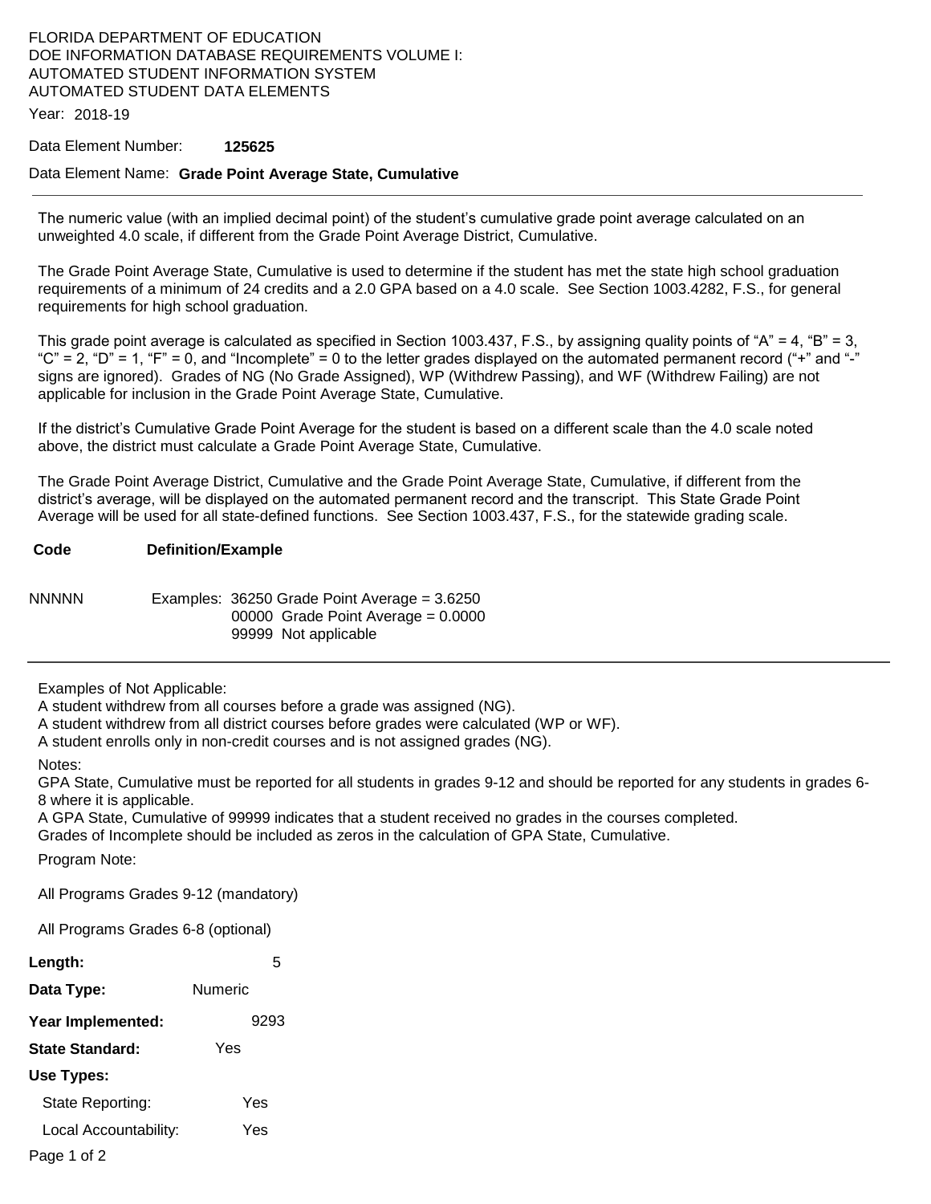FLORIDA DEPARTMENT OF EDUCATION
DOE INFORMATION DATABASE REQUIREMENTS VOLUME I:
AUTOMATED STUDENT INFORMATION SYSTEM
AUTOMATED STUDENT DATA ELEMENTS

Year: 2018-19

Data Element Number: **125625**

Data Element Name: **Grade Point Average State, Cumulative**

---

The numeric value (with an implied decimal point) of the student's cumulative grade point average calculated on an unweighted 4.0 scale, if different from the Grade Point Average District, Cumulative.

The Grade Point Average State, Cumulative is used to determine if the student has met the state high school graduation requirements of a minimum of 24 credits and a 2.0 GPA based on a 4.0 scale. See Section 1003.4282, F.S., for general requirements for high school graduation.

This grade point average is calculated as specified in Section 1003.437, F.S., by assigning quality points of "A" = 4, "B" = 3, "C" = 2, "D" = 1, "F" = 0, and "Incomplete" = 0 to the letter grades displayed on the automated permanent record ("+" and "-" signs are ignored). Grades of NG (No Grade Assigned), WP (Withdrew Passing), and WF (Withdrew Failing) are not applicable for inclusion in the Grade Point Average State, Cumulative.

If the district's Cumulative Grade Point Average for the student is based on a different scale than the 4.0 scale noted above, the district must calculate a Grade Point Average State, Cumulative.

The Grade Point Average District, Cumulative and the Grade Point Average State, Cumulative, if different from the district's average, will be displayed on the automated permanent record and the transcript. This State Grade Point Average will be used for all state-defined functions. See Section 1003.437, F.S., for the statewide grading scale.

| Code | Definition/Example |
|---|---|
| NNNNN | Examples: 36250 Grade Point Average = 3.6250<br>00000 Grade Point Average = 0.0000<br>99999 Not applicable |

---

Examples of Not Applicable:
A student withdrew from all courses before a grade was assigned (NG).
A student withdrew from all district courses before grades were calculated (WP or WF).
A student enrolls only in non-credit courses and is not assigned grades (NG).

Notes:
GPA State, Cumulative must be reported for all students in grades 9-12 and should be reported for any students in grades 6-8 where it is applicable.
A GPA State, Cumulative of 99999 indicates that a student received no grades in the courses completed.
Grades of Incomplete should be included as zeros in the calculation of GPA State, Cumulative.

Program Note:

All Programs Grades 9-12 (mandatory)

All Programs Grades 6-8 (optional)

**Length:** 5

**Data Type:** Numeric

**Year Implemented:** 9293

**State Standard:** Yes

**Use Types:**

State Reporting: Yes

Local Accountability: Yes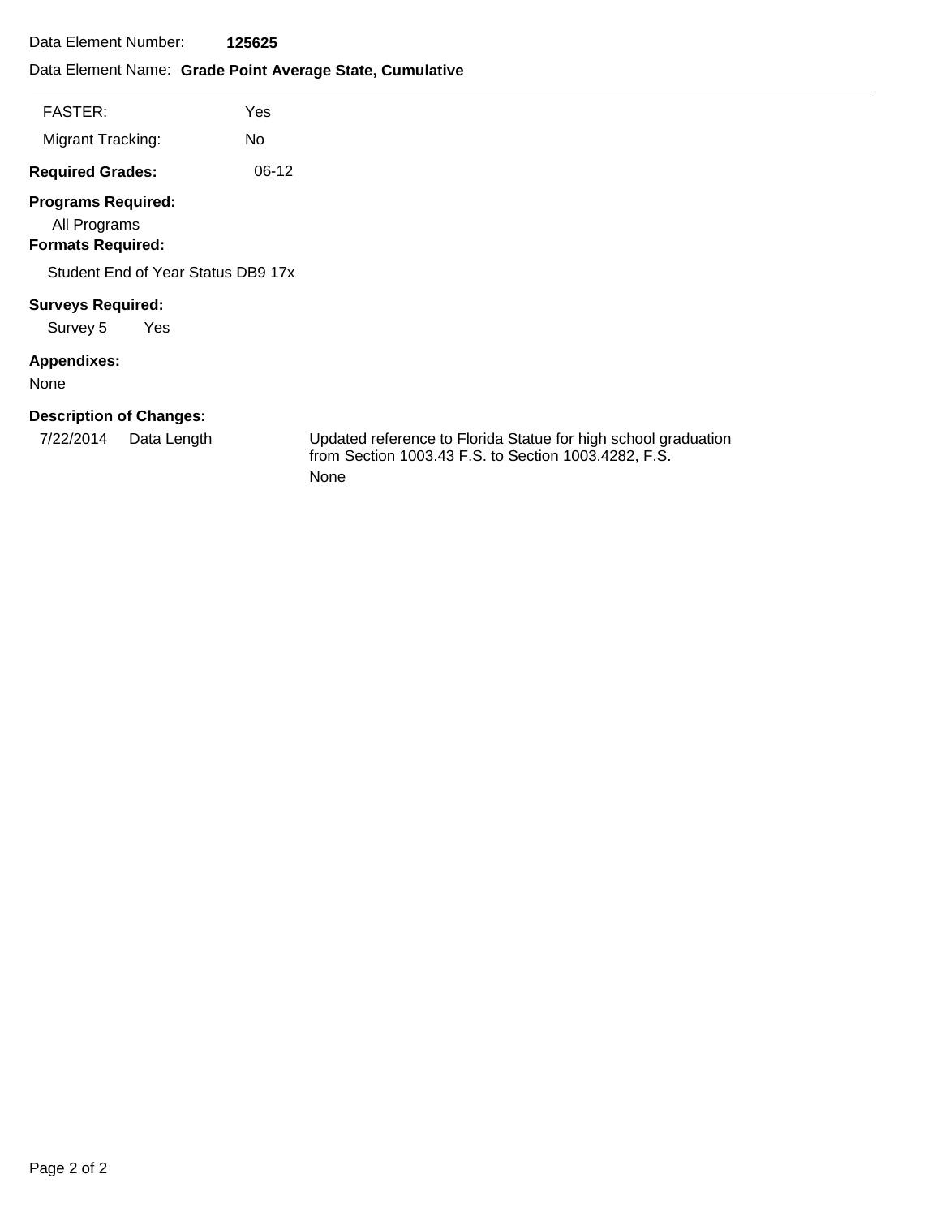Data Element Number: **125625**

Data Element Name: **Grade Point Average State, Cumulative**

---

FASTER: Yes

Migrant Tracking: No

**Required Grades:** 06-12

**Programs Required:**

All Programs

**Formats Required:**

Student End of Year Status DB9 17x

**Surveys Required:**

Survey 5 Yes

**Appendixes:**

None

**Description of Changes:**

| | | |
|---|---|---|
| 7/22/2014 | Data Length | Updated reference to Florida Statue for high school graduation from Section 1003.43 F.S. to Section 1003.4282, F.S. |
| | | None |